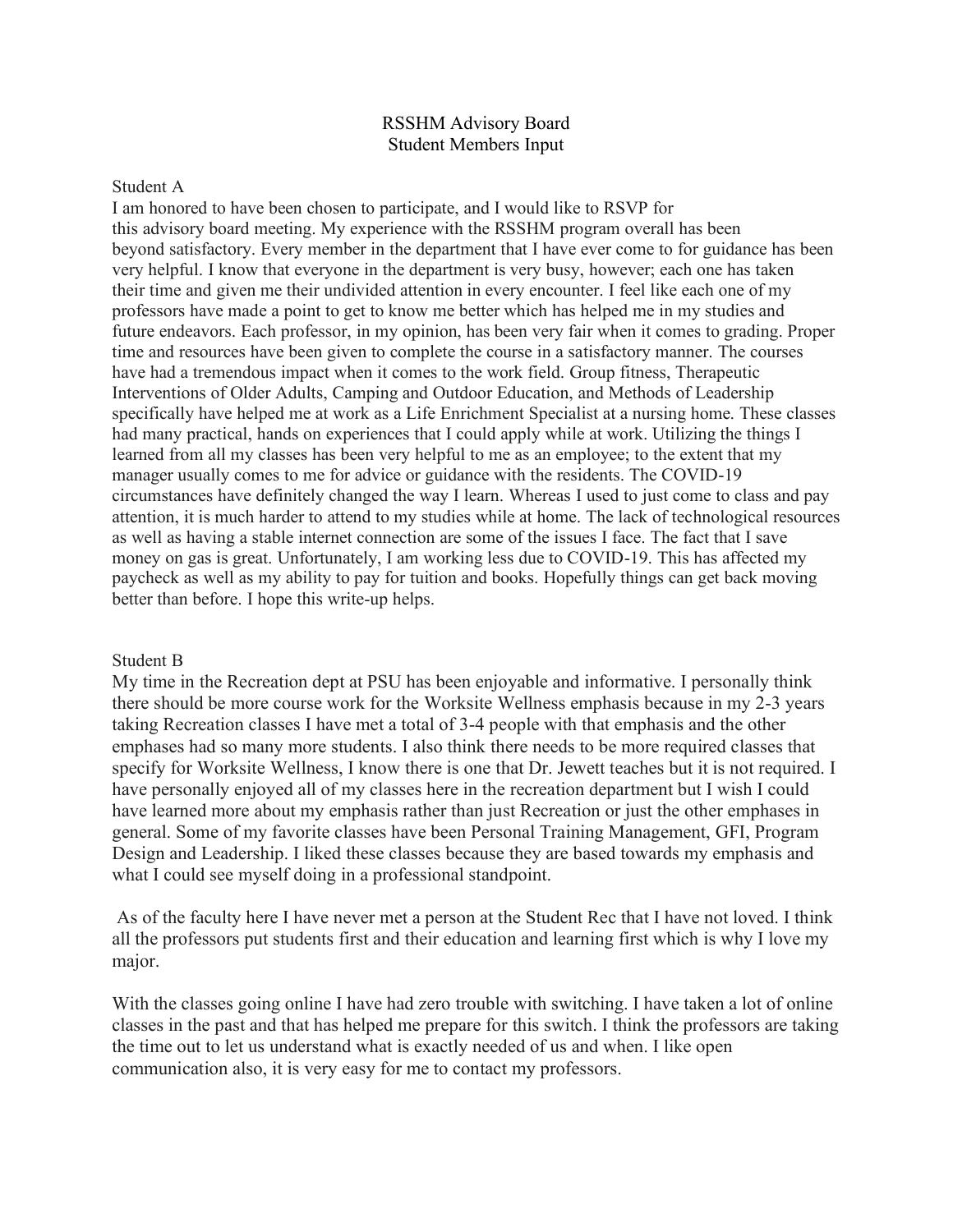# RSSHM Advisory Board
## Student Members Input

### Student A

I am honored to have been chosen to participate, and I would like to RSVP for this advisory board meeting. My experience with the RSSHM program overall has been beyond satisfactory. Every member in the department that I have ever come to for guidance has been very helpful. I know that everyone in the department is very busy, however; each one has taken their time and given me their undivided attention in every encounter. I feel like each one of my professors have made a point to get to know me better which has helped me in my studies and future endeavors. Each professor, in my opinion, has been very fair when it comes to grading. Proper time and resources have been given to complete the course in a satisfactory manner. The courses have had a tremendous impact when it comes to the work field. Group fitness, Therapeutic Interventions of Older Adults, Camping and Outdoor Education, and Methods of Leadership specifically have helped me at work as a Life Enrichment Specialist at a nursing home. These classes had many practical, hands on experiences that I could apply while at work. Utilizing the things I learned from all my classes has been very helpful to me as an employee; to the extent that my manager usually comes to me for advice or guidance with the residents. The COVID-19 circumstances have definitely changed the way I learn. Whereas I used to just come to class and pay attention, it is much harder to attend to my studies while at home. The lack of technological resources as well as having a stable internet connection are some of the issues I face. The fact that I save money on gas is great. Unfortunately, I am working less due to COVID-19. This has affected my paycheck as well as my ability to pay for tuition and books. Hopefully things can get back moving better than before. I hope this write-up helps.

### Student B

My time in the Recreation dept at PSU has been enjoyable and informative. I personally think there should be more course work for the Worksite Wellness emphasis because in my 2-3 years taking Recreation classes I have met a total of 3-4 people with that emphasis and the other emphases had so many more students. I also think there needs to be more required classes that specify for Worksite Wellness, I know there is one that Dr. Jewett teaches but it is not required. I have personally enjoyed all of my classes here in the recreation department but I wish I could have learned more about my emphasis rather than just Recreation or just the other emphases in general. Some of my favorite classes have been Personal Training Management, GFI, Program Design and Leadership. I liked these classes because they are based towards my emphasis and what I could see myself doing in a professional standpoint.

As of the faculty here I have never met a person at the Student Rec that I have not loved. I think all the professors put students first and their education and learning first which is why I love my major.

With the classes going online I have had zero trouble with switching. I have taken a lot of online classes in the past and that has helped me prepare for this switch. I think the professors are taking the time out to let us understand what is exactly needed of us and when. I like open communication also, it is very easy for me to contact my professors.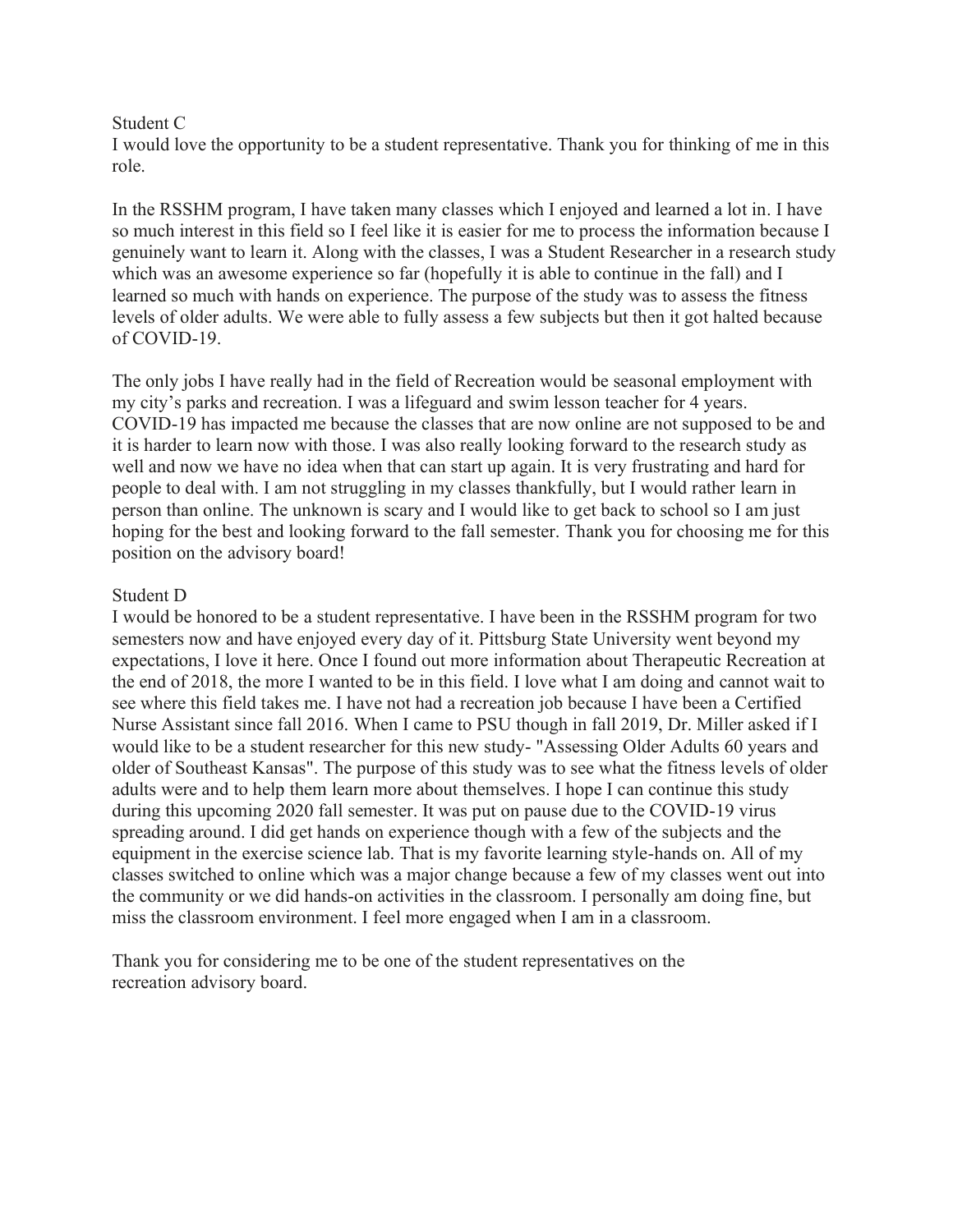Student C

I would love the opportunity to be a student representative. Thank you for thinking of me in this role.

In the RSSHM program, I have taken many classes which I enjoyed and learned a lot in. I have so much interest in this field so I feel like it is easier for me to process the information because I genuinely want to learn it. Along with the classes, I was a Student Researcher in a research study which was an awesome experience so far (hopefully it is able to continue in the fall) and I learned so much with hands on experience. The purpose of the study was to assess the fitness levels of older adults. We were able to fully assess a few subjects but then it got halted because of COVID-19.

The only jobs I have really had in the field of Recreation would be seasonal employment with my city's parks and recreation. I was a lifeguard and swim lesson teacher for 4 years. COVID-19 has impacted me because the classes that are now online are not supposed to be and it is harder to learn now with those. I was also really looking forward to the research study as well and now we have no idea when that can start up again. It is very frustrating and hard for people to deal with. I am not struggling in my classes thankfully, but I would rather learn in person than online. The unknown is scary and I would like to get back to school so I am just hoping for the best and looking forward to the fall semester. Thank you for choosing me for this position on the advisory board!

Student D

I would be honored to be a student representative. I have been in the RSSHM program for two semesters now and have enjoyed every day of it. Pittsburg State University went beyond my expectations, I love it here. Once I found out more information about Therapeutic Recreation at the end of 2018, the more I wanted to be in this field. I love what I am doing and cannot wait to see where this field takes me. I have not had a recreation job because I have been a Certified Nurse Assistant since fall 2016. When I came to PSU though in fall 2019, Dr. Miller asked if I would like to be a student researcher for this new study- "Assessing Older Adults 60 years and older of Southeast Kansas". The purpose of this study was to see what the fitness levels of older adults were and to help them learn more about themselves. I hope I can continue this study during this upcoming 2020 fall semester. It was put on pause due to the COVID-19 virus spreading around. I did get hands on experience though with a few of the subjects and the equipment in the exercise science lab. That is my favorite learning style-hands on. All of my classes switched to online which was a major change because a few of my classes went out into the community or we did hands-on activities in the classroom. I personally am doing fine, but miss the classroom environment. I feel more engaged when I am in a classroom.

Thank you for considering me to be one of the student representatives on the recreation advisory board.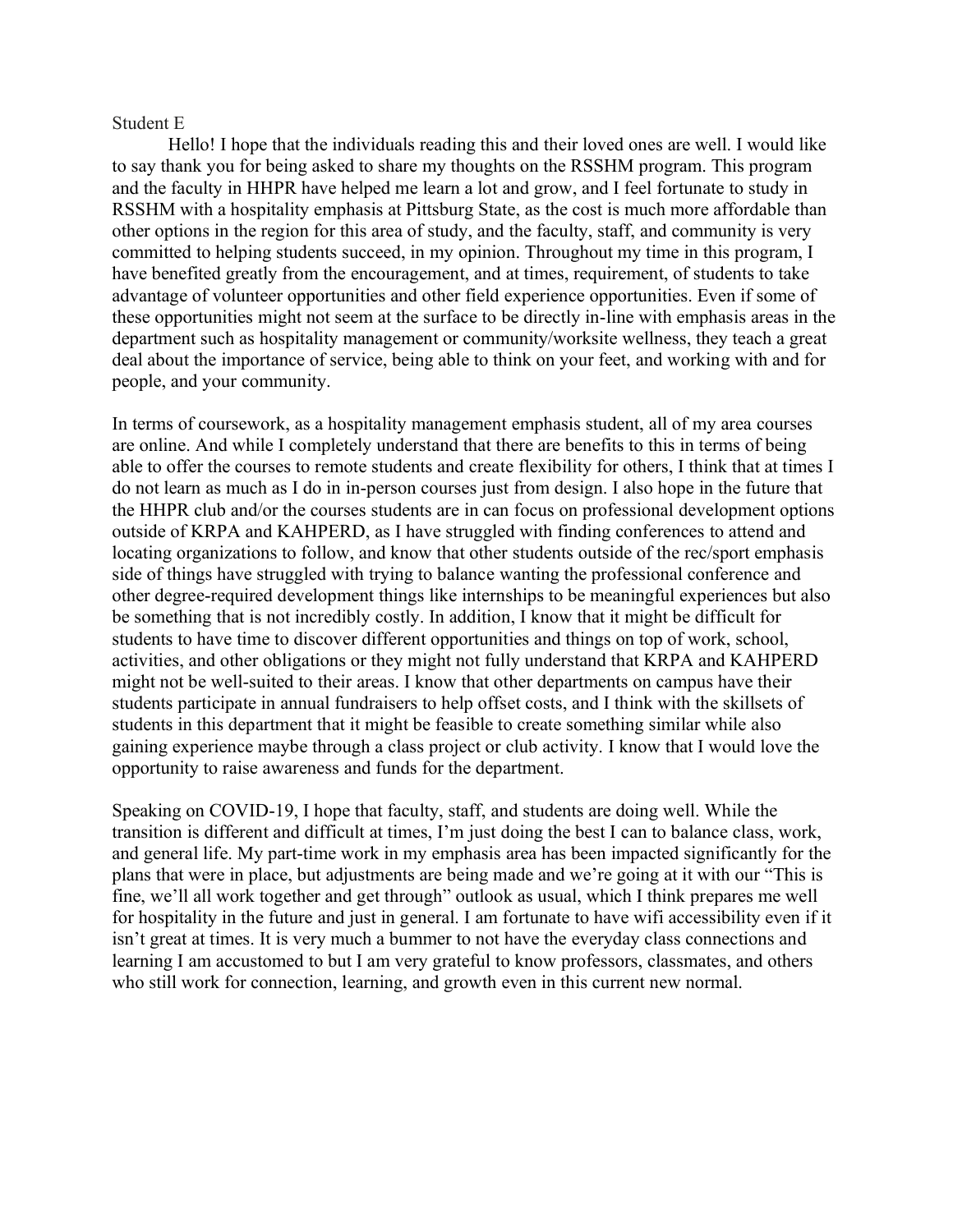Student E

Hello! I hope that the individuals reading this and their loved ones are well. I would like to say thank you for being asked to share my thoughts on the RSSHM program. This program and the faculty in HHPR have helped me learn a lot and grow, and I feel fortunate to study in RSSHM with a hospitality emphasis at Pittsburg State, as the cost is much more affordable than other options in the region for this area of study, and the faculty, staff, and community is very committed to helping students succeed, in my opinion. Throughout my time in this program, I have benefited greatly from the encouragement, and at times, requirement, of students to take advantage of volunteer opportunities and other field experience opportunities. Even if some of these opportunities might not seem at the surface to be directly in-line with emphasis areas in the department such as hospitality management or community/worksite wellness, they teach a great deal about the importance of service, being able to think on your feet, and working with and for people, and your community.

In terms of coursework, as a hospitality management emphasis student, all of my area courses are online. And while I completely understand that there are benefits to this in terms of being able to offer the courses to remote students and create flexibility for others, I think that at times I do not learn as much as I do in in-person courses just from design. I also hope in the future that the HHPR club and/or the courses students are in can focus on professional development options outside of KRPA and KAHPERD, as I have struggled with finding conferences to attend and locating organizations to follow, and know that other students outside of the rec/sport emphasis side of things have struggled with trying to balance wanting the professional conference and other degree-required development things like internships to be meaningful experiences but also be something that is not incredibly costly. In addition, I know that it might be difficult for students to have time to discover different opportunities and things on top of work, school, activities, and other obligations or they might not fully understand that KRPA and KAHPERD might not be well-suited to their areas. I know that other departments on campus have their students participate in annual fundraisers to help offset costs, and I think with the skillsets of students in this department that it might be feasible to create something similar while also gaining experience maybe through a class project or club activity. I know that I would love the opportunity to raise awareness and funds for the department.

Speaking on COVID-19, I hope that faculty, staff, and students are doing well. While the transition is different and difficult at times, I'm just doing the best I can to balance class, work, and general life. My part-time work in my emphasis area has been impacted significantly for the plans that were in place, but adjustments are being made and we're going at it with our "This is fine, we'll all work together and get through" outlook as usual, which I think prepares me well for hospitality in the future and just in general. I am fortunate to have wifi accessibility even if it isn't great at times. It is very much a bummer to not have the everyday class connections and learning I am accustomed to but I am very grateful to know professors, classmates, and others who still work for connection, learning, and growth even in this current new normal.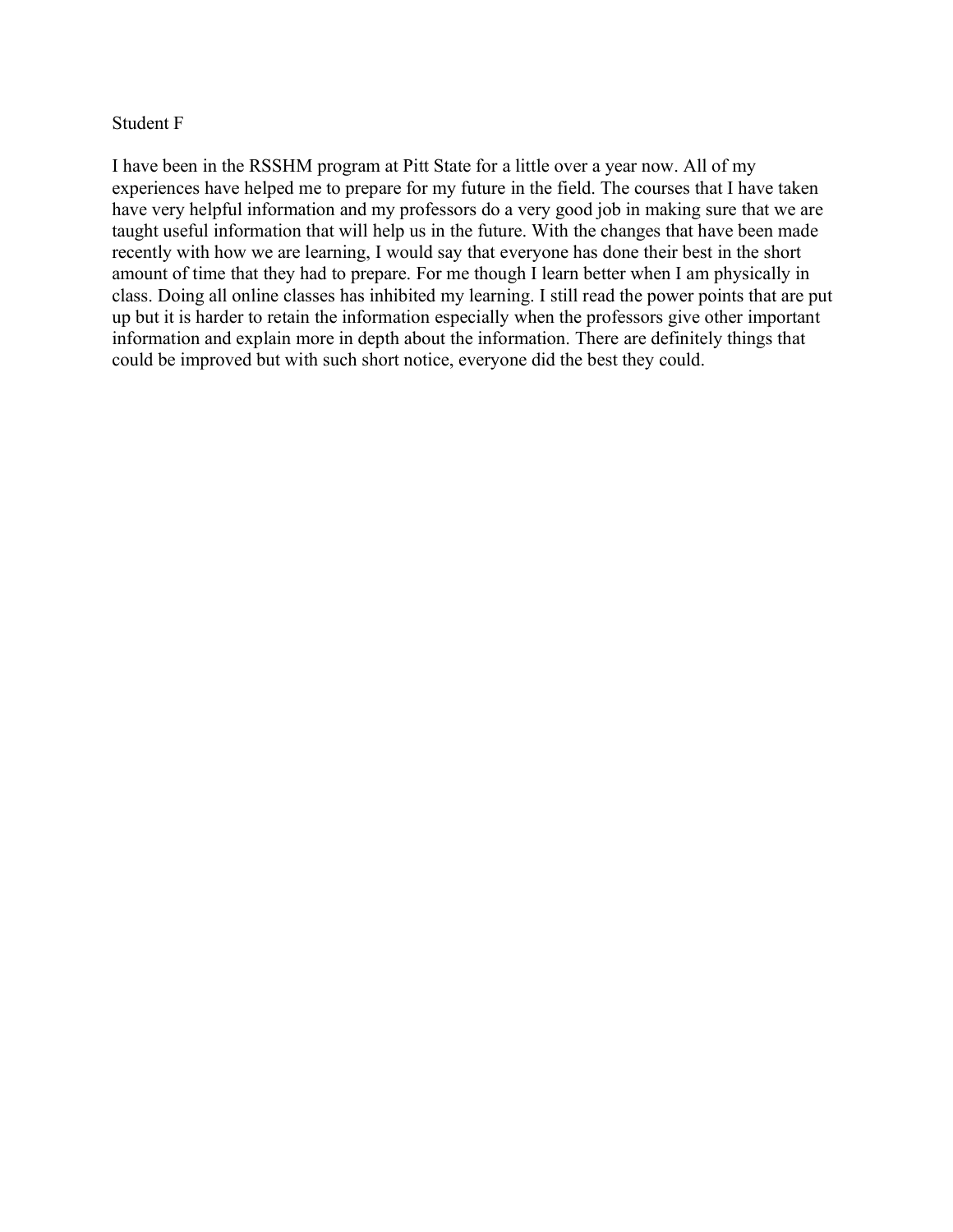Student F

I have been in the RSSHM program at Pitt State for a little over a year now. All of my experiences have helped me to prepare for my future in the field. The courses that I have taken have very helpful information and my professors do a very good job in making sure that we are taught useful information that will help us in the future. With the changes that have been made recently with how we are learning, I would say that everyone has done their best in the short amount of time that they had to prepare. For me though I learn better when I am physically in class. Doing all online classes has inhibited my learning. I still read the power points that are put up but it is harder to retain the information especially when the professors give other important information and explain more in depth about the information. There are definitely things that could be improved but with such short notice, everyone did the best they could.